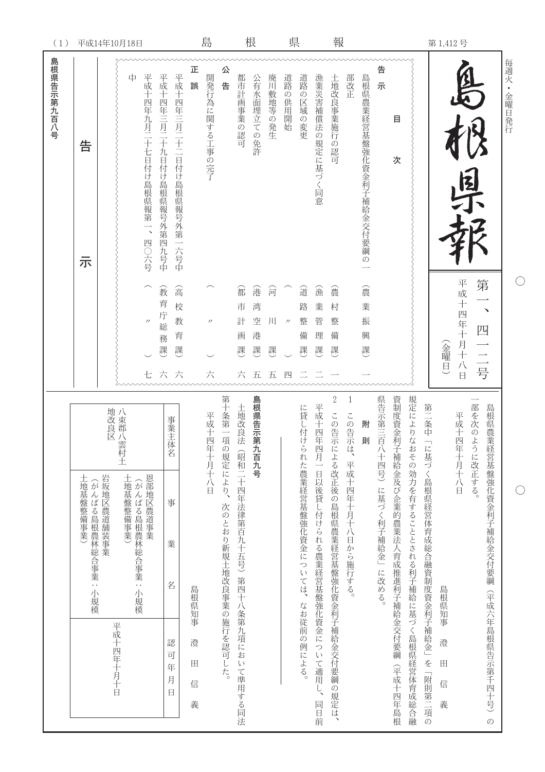# 島根県報

毎週火・金曜日発行

第一、四一二号

平成十四年十月十八日（金曜日）

## 目次

**告示**

| | | |
|---|---|---|
| 島根県農業経営基盤強化資金利子補給金交付要綱の一部改正 | （農業振興課） | 一 |
| 土地改良事業施行の認可 | （農村整備課） | 一 |
| 漁業災害補償法の規定に基づく同意 | （漁業管理課） | 二 |
| 道路の区域の変更 | （道路整備課） | 二 |
| 道路の供用開始 | （〃） | 四 |
| 廃川敷地等の発生 | （河川課） | 五 |
| 公有水面埋立ての免許 | （港湾空港課） | 五 |
| 都市計画事業の認可 | （都市計画課） | 六 |

**公告**

| | | |
|---|---|---|
| 開発行為に関する工事の完了 | （〃） | 六 |

**正誤**

| | | |
|---|---|---|
| 平成十四年三月二十二日付け島根県報号外第一六号中 | （高校教育課） | 六 |
| 平成十四年三月二十九日付け島根県報号外第四九号中 | （教育庁総務課） | 六 |
| 平成十四年九月二十七日付け島根県報第一、四〇六号中 | （〃） | 七 |

## 告示

### 島根県告示第九百八号

島根県農業経営基盤強化資金利子補給金交付要綱（平成六年島根県告示第千四十号）の一部を次のように改正する。

平成十四年十月十八日

島根県知事　澄田信義

第二条中「に基づく島根県経営体育成総合融資制度資金利子補給金」を「附則第二項の規定によりなおその効力を有することとされる利子補給に基づく島根県経営体育成総合融資制度資金利子補給金及び企業的農業法人育成推進利子補給金交付要綱（平成十四年島根県告示第三百八十四号）に基づく利子補給金」に改める。

**附則**

1　この告示は、平成十四年十月十八日から施行する。

2　この告示による改正後の島根県農業経営基盤強化資金利子補給金交付要綱の規定は、平成十四年四月一日以後貸し付けられる農業経営基盤強化資金について適用し、同日前に貸し付けられた農業経営基盤強化資金については、なお従前の例による。

### 島根県告示第九百九号

土地改良法（昭和二十四年法律第百九十五号）第四十八条第九項において準用する同法第十条第一項の規定により、次のとおり新規土地改良事業の施行を認可した。

平成十四年十月十八日

島根県知事　澄田信義

| 事業主体名 | 事業名 | 認可年月日 |
|---|---|---|
| 八束郡八雲村土地改良区 | 恩部地区農道事業（がんばる島根農林総合事業：小規模土地基盤整備事業）<br>岩坂地区農道舗装事業（がんばる島根農林総合事業：小規模土地基盤整備事業） | 平成十四年十月十日 |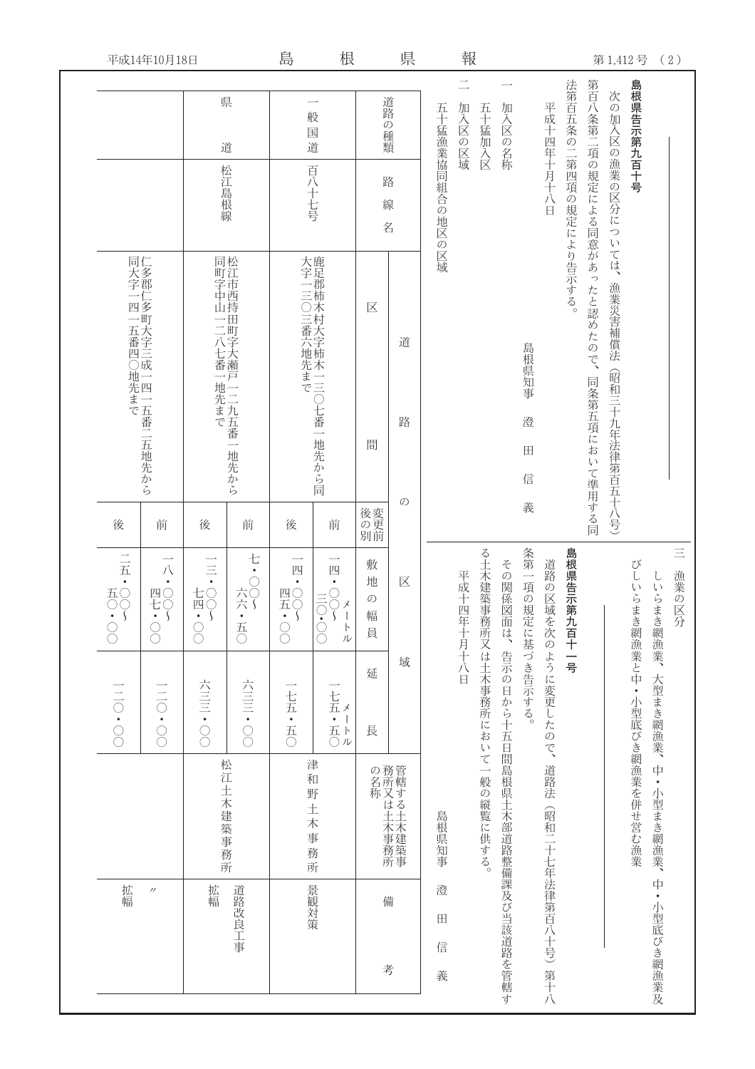## 島根県告示第九百十号

次の加入区の漁業の区分については、漁業災害補償法（昭和三十九年法律第百五十八号）第百八条第二項の規定による同意があったと認めたので、同条第五項において準用する同法第百五条の二第四項の規定により告示する。

平成十四年十月十八日

島根県知事　澄　田　信　義

一　加入区の名称

五十猛加入区

二　加入区の区域

五十猛漁業協同組合の地区の区域

三　漁業の区分

しいらまき網漁業、大型まき網漁業、中・小型まき網漁業、中・小型底びき網漁業及びしいらまき網漁業と中・小型底びき網漁業を併せ営む漁業

## 島根県告示第九百十一号

道路の区域を次のように変更したので、道路法（昭和二十七年法律第百八十号）第十八条第一項の規定に基づき告示する。

その関係図面は、告示の日から十五日間島根県土木部道路整備課及び当該道路を管轄する土木建築事務所又は土木事務所において一般の縦覧に供する。

平成十四年十月十八日

島根県知事　澄　田　信　義

| 道路の種類 | 路線名 | 道路の区域 区間 | 変更前後の別 | 敷地の幅員（メートル） | 延長（メートル） | 管轄する土木建築事務所又は土木事務所の名称 | 備考 |
|---|---|---|---|---|---|---|---|
| 一般国道 | 百八十七号 | 鹿足郡柿木村大字柿木一三〇七番一地先から同大字一三〇三番六地先まで | 前 | 四・〇〇～三〇・〇〇 | 一七五・五〇 | 津和野土木事務所 | 景観対策 |
| | | | 後 | 四・〇〇～四五・〇〇 | 一七五・五〇 | | |
| 県道 | 松江島根線 | 松江市西持田町字大瀬戸一二九五番一地先から同町字中山一二八七番一地先まで | 前 | 七・〇〇～六六・五〇 | 六三三・〇〇 | 松江土木建築事務所 | 道路改良工事 |
| | | | 後 | 一三・〇〇～七四・〇〇 | 六三三・〇〇 | | 拡幅 |
| | | 仁多郡仁多町大字三成一四一五番二五地先から同大字一四一五番四〇地先まで | 前 | 一八・〇〇～四七・〇〇 | 一二〇・〇〇 | | 〃 |
| | | | 後 | 二五・〇〇～五〇・〇〇 | 一二〇・〇〇 | | 拡幅 |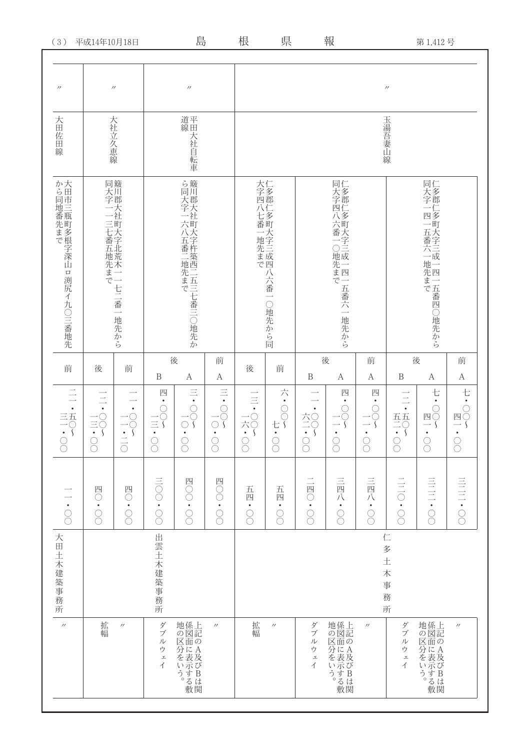| | | | | | | | |
|---|---|---|---|---|---|---|---|
| 〃 | 玉湯吾妻山線 | 仁多郡仁多町大字三成一四一五番四〇地先から同大字一四一五番六一地先まで | 前 | A | 七・〇〇～四一・〇〇 | 三三一・〇〇 | 仁多土木事務所 | 〃 |
| | | | 後 | A | 七・〇〇～四〇・〇〇 | 三三一・〇〇 | | 上記のA及びBは関係図面に表示する敷地の区分をいう。ダブルウェイ |
| | | | | B | 一二・五〇～五二・〇〇 | 二二〇・〇〇 | | |
| | | 仁多郡仁多町大字三成一四一五番六一地先から同大字四八六番一〇地先まで | 前 | A | 四・〇〇～一一・〇〇 | 三四八・〇〇 | | 〃 |
| | | | 後 | A | 四・〇〇～一一・〇〇 | 三四八・〇〇 | | 上記のA及びBは関係図面に表示する敷地の区分をいう。ダブルウェイ |
| | | | | B | 一一・〇〇～六二・〇〇 | 二四〇・〇〇 | | |
| | | 仁多郡仁多町大字三成四八六番一〇地先から同大字四八七番一地先まで | 前 | | 六・〇〇～七・〇〇 | 五四・〇〇 | | 〃 |
| | | | 後 | | 一三・〇〇～一六・〇〇 | 五四・〇〇 | | 拡幅 |
| 〃 | 平田大社自転車道線 | 簸川郡大社町大字杵築西二五三七番三〇地先から同大字一六八五番二地先まで | 前 | A | 三・〇〇～一〇・〇〇 | 四〇〇・〇〇 | 出雲土木建築事務所 | 〃 |
| | | | 後 | A | 三・〇〇～一〇・〇〇 | 四〇〇・〇〇 | | 上記のA及びBは関係図面に表示する敷地の区分をいう。ダブルウェイ |
| | | | | B | 四・〇〇～一三・〇〇 | 三〇〇・〇〇 | | |
| 〃 | 大社立久恵線 | 簸川郡大社町大字北荒木一七二番一地先から同大字一一三七番五地先まで | 前 | | 一一・〇〇～一〇・二〇 | 四〇・〇〇 | | 〃 |
| | | | 後 | | 一二・〇〇～一三・〇〇 | 四〇・〇〇 | | 拡幅 |
| 〃 | 大田佐田線 | 大田市三瓶町多根字深山ロ渕尻イ九〇三番地先から同地番先まで | 前 | | 二一・五〇～三一・〇〇 | 一一・〇〇 | 大田土木建築事務所 | 〃 |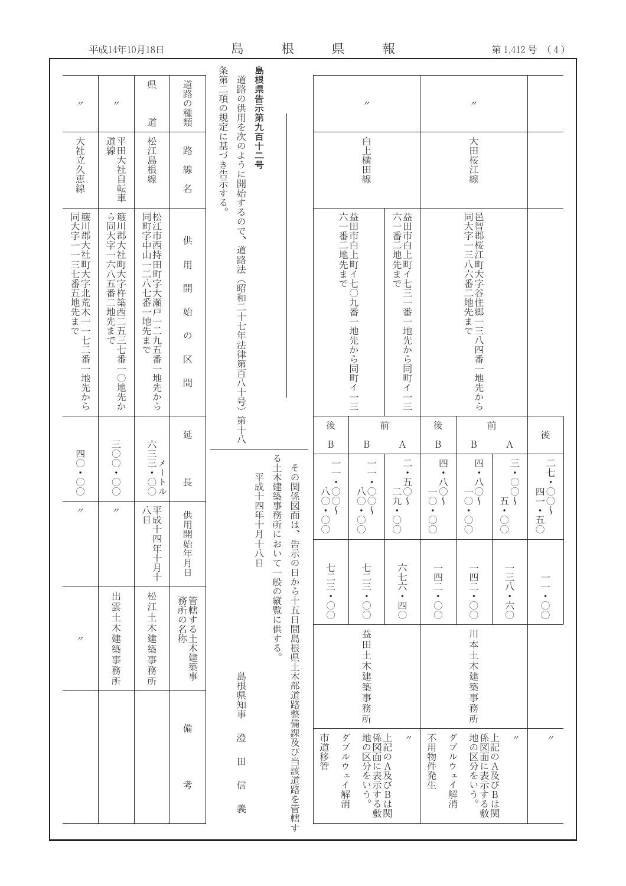| | | | | | | | | |
|---|---|---|---|---|---|---|---|---|
| | | | 後 | | 二七・〇〇〜四一・五〇 | 一一・〇〇 | | 〃 |
| 〃 | 大田桜江線 | 邑智郡桜江町大字谷住郷一三八四番一地先から同大字一三八六番二地先まで | 前 | A | 三・〇〇〜五・〇〇 | 一三八・六〇 | 川本土木建築事務所 | 〃 上記のA及びBは関係図面に表示する敷地の区分をいう。 |
| | | | | B | 四・八〇〜一〇・〇〇 | 一四二・〇〇 | | ダブルウェイ解消 |
| | | | 後 | B | 四・八〇〜一〇・〇〇 | 一四二・〇〇 | | 不用物件発生 |
| 〃 | 白上横田線 | 益田市白上町イ七三一番一地先から同町イ一三六一番二地先まで | 前 | A | 二・五〇〜二九・〇〇 | 六七六・四〇 | 益田土木建築事務所 | 〃 上記のA及びBは関係図面に表示する敷地の区分をいう。 |
| | | 益田市白上町イ七〇九番一地先から同町イ一三六一番二地先まで | | B | 一一・〇〇〜八〇・〇〇 | 七三・〇〇 | | ダブルウェイ解消 |
| | | | 後 | B | 一一・〇〇〜八〇・〇〇 | 七三・〇〇 | | 市道移管 |

## 島根県告示第九百十二号

道路の供用を次のように開始するので、道路法（昭和二十七年法律第百八十号）第十八条第二項の規定に基づき告示する。

| 道路の種類 | 路線名 | 供用開始の区間 | 延長 | 供用開始年月日 | 管轄する土木建築事務所の名称 | 備考 |
|---|---|---|---|---|---|---|
| 県道 | 松江島根線 | 松江市西持田町字大瀬戸一二九五番一地先から同町字中山一二八七番一地先まで | メートル 六三三・〇〇 | 平成十四年十月十八日 | 松江土木建築事務所 | |
| 〃 | 平田大社自転車道線 | 簸川郡大社町大字杵築西二五三七番一〇地先から同大字一六八五番二地先まで | 三〇〇・〇〇 | 〃 | 出雲土木建築事務所 | |
| 〃 | 大社立久恵線 | 簸川郡大社町大字北荒木一一七二番一地先から同大字一一三七番五地先まで | 四〇・〇〇 | 〃 | 〃 | |

その関係図面は、告示の日から十五日間島根県土木部道路整備課及び当該道路を管轄する土木建築事務所において一般の縦覧に供する。

平成十四年十月十八日

島根県知事　澄　田　信　義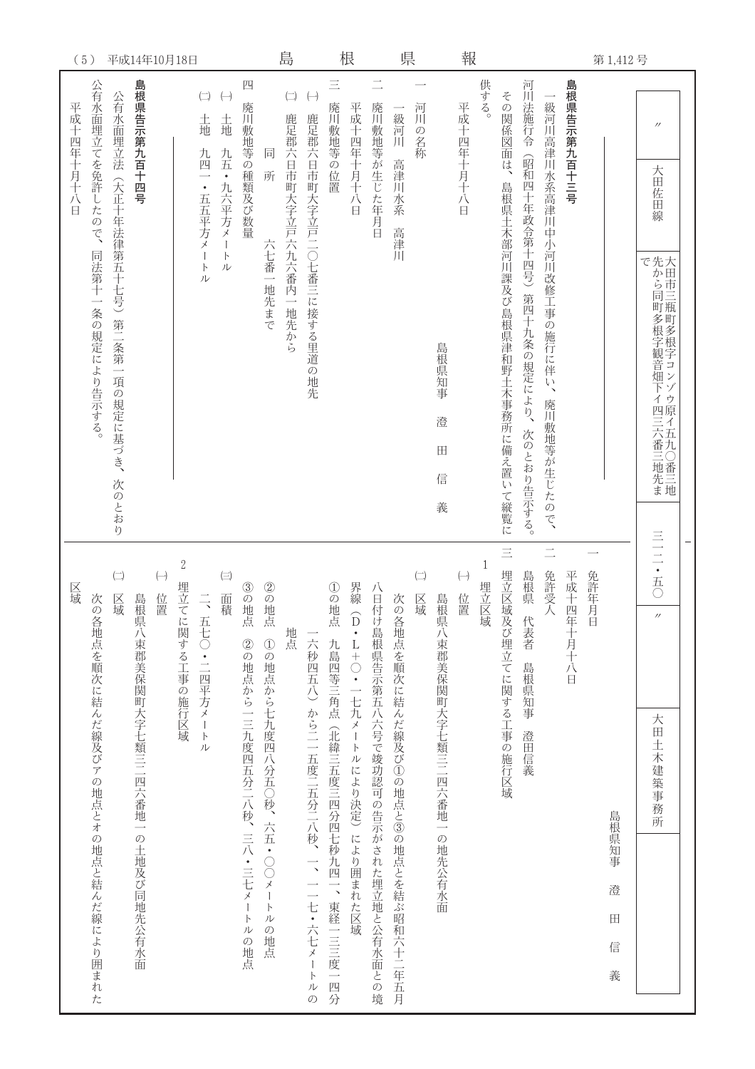| | | | | | |
|---|---|---|---|---|---|
| 〃 | 大田佐田線 | 大田市三瓶町多根字コンゾウ原イ五九〇番三地先から同町多根字観音畑下イ四三六番三地先まで | 三・二・五〇 | 〃 | 大田土木建築事務所 |

**島根県告示第九百十三号**

一級河川高津川水系高津川中小河川改修工事の施行に伴い、廃川敷地等が生じたので、河川法施行令（昭和四十年政令第十四号）第四十九条の規定により、次のとおり告示する。

その関係図面は、島根県土木部河川課及び島根県津和野土木事務所に備え置いて縦覧に供する。

平成十四年十月十八日

島根県知事　澄　田　信　義

一　河川の名称

一級河川　高津川水系　高津川

二　廃川敷地等が生じた年月日

平成十四年十月十八日

三　廃川敷地等の位置

(一)　鹿足郡六日市町大字立戸二〇七番三に接する里道の地先

(二)　鹿足郡六日市町大字立戸六九六番内一地先から
　　同　所　　六七番一地先まで

四　廃川敷地等の種類及び数量

(一)　土地　九五・九六平方メートル

(二)　土地　九四一・五五平方メートル

**島根県告示第九百十四号**

公有水面埋立法（大正十年法律第五十七号）第二条第一項の規定に基づき、次のとおり公有水面埋立てを免許したので、同法第十一条の規定により告示する。

平成十四年十月十八日

島根県知事　澄　田　信　義

一　免許年月日

平成十四年十月十八日

二　免許受人

島根県　代表者　島根県知事　澄田信義

三　埋立区域及び埋立てに関する工事の施行区域

1　埋立区域

(一)　位置

島根県八束郡美保関町大字七類三二四六番地一の地先公有水面

(二)　区域

次の各地点を順次に結んだ線及び①の地点と③の地点とを結ぶ昭和六十二年五月八日付け島根県告示第五八六号で竣功認可の告示がされた埋立地と公有水面との境界線（D・L＋〇・一七九メートルにより決定）により囲まれた区域

①の地点　九島四等三角点（北緯三五度三四分四七秒九四一、東経一三三度一四分一六秒四五八）から二一五度二五分二八秒、一、一一七・六七メートルの地点

②の地点　①の地点から七九度四八分五〇秒、六五・〇〇メートルの地点

③の地点　②の地点から一三九度四五分二八秒、三八・三七メートルの地点

(三)　面積

二、五七〇・二四平方メートル

2　埋立てに関する工事の施行区域

(一)　位置

島根県八束郡美保関町大字七類三二四六番地一の土地及び同地先公有水面

(二)　区域

次の各地点を順次に結んだ線及びアの地点とオの地点と結んだ線により囲まれた区域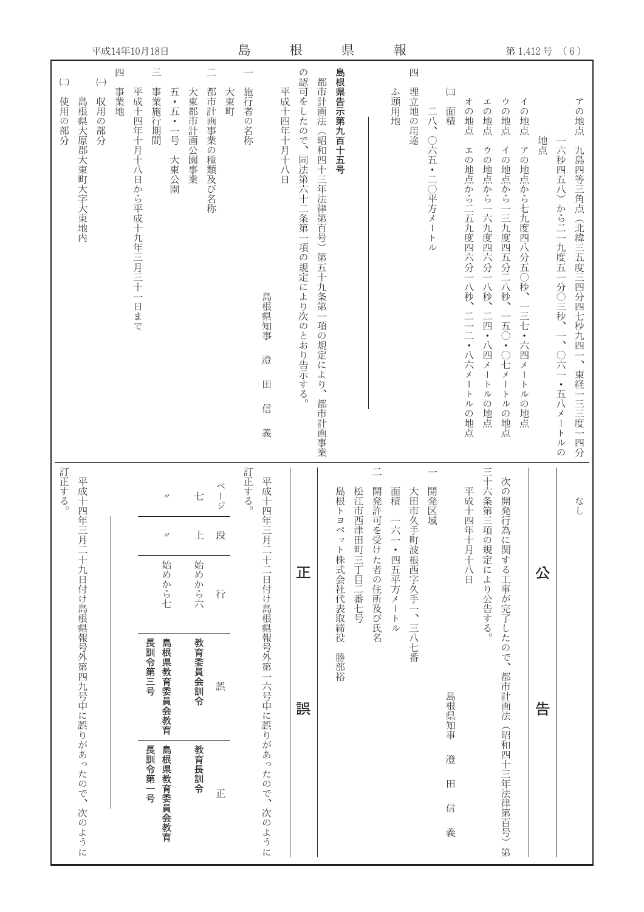アの地点　九島四等三角点（北緯三五度三四分四七秒九四一、東経一三三度一四分一六秒四五八）から二一九度五一分〇三秒、一、〇六一・五八メートルの地点

| | |
|---|---|
| 地点 | |
| イの地点 | アの地点から七九度四八分五〇秒、一三七・六四メートルの地点 |
| ウの地点 | イの地点から一三九度四五分二八秒、一五〇・〇七メートルの地点 |
| エの地点 | ウの地点から一六九度四六分一八秒、二四・八四メートルの地点 |
| オの地点 | エの地点から二五九度四六分一八秒、二一二・八六メートルの地点 |

㈢　面積

二八、〇六五・二〇平方メートル

四　埋立地の用途

ふ頭用地

## 島根県告示第九百十五号

都市計画法（昭和四十三年法律第百号）第五十九条第一項の規定により、都市計画事業の認可をしたので、同法第六十二条第一項の規定により次のとおり告示する。

平成十四年十月十八日

島根県知事　澄　田　信　義

一　施行者の名称

大東町

二　都市計画事業の種類及び名称

大東都市計画公園事業

五・五・一号　大東公園

三　事業施行期間

平成十四年十月十八日から平成十九年三月三十一日まで

四　事業地

㈠　収用の部分

島根県大原郡大東町大字大東地内

㈡　使用の部分

なし

# 公告

次の開発行為に関する工事が完了したので、都市計画法（昭和四十三年法律第百号）第三十六条第三項の規定により公告する。

平成十四年十月十八日

島根県知事　澄　田　信　義

一　開発区域

大田市久手町波根西字久手一、三八七番

面積　一六一・四五平方メートル

二　開発許可を受けた者の住所及び氏名

松江市西津田町三丁目二番七号

島根トヨペット株式会社代表取締役　勝部裕

# 正誤

平成十四年三月二十二日付け島根県報号外第一六号中に誤りがあったので、次のように訂正する。

| ページ | 段 | 行 | 誤 | 正 |
|---|---|---|---|---|
| 七 | 上 | 始めから六 | **教育委員会訓令** | **教育長訓令** |
| 〃 | 〃 | 始めから七 | **島根県教育委員会教育長訓令第三号** | **島根県教育委員会教育長訓令第一号** |

平成十四年三月二十九日付け島根県報号外第四九号中に誤りがあったので、次のように訂正する。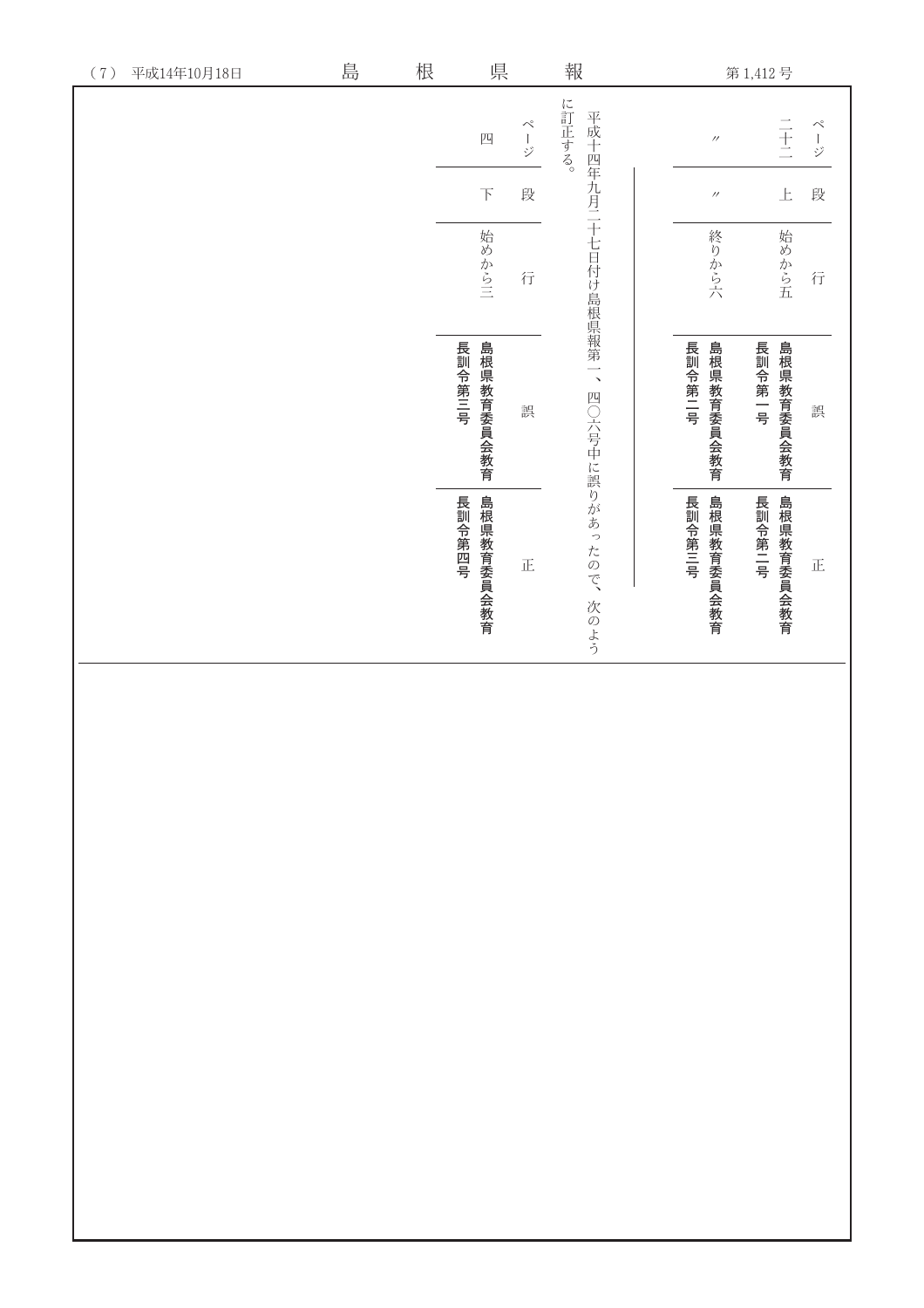| ページ | 段 | 行 | 誤 | 正 |
|---|---|---|---|---|
| 二十二 | 上 | 始めから五 | 島根県教育委員会教育長訓令第一号 | 島根県教育委員会教育長訓令第二号 |
| 〃 | 〃 | 終りから六 | 島根県教育委員会教育長訓令第二号 | 島根県教育委員会教育長訓令第三号 |

平成十四年九月二十七日付け島根県報第一、四〇六号中に誤りがあったので、次のように訂正する。

| ページ | 段 | 行 | 誤 | 正 |
|---|---|---|---|---|
| 四 | 下 | 始めから三 | 島根県教育委員会教育長訓令第三号 | 島根県教育委員会教育長訓令第四号 |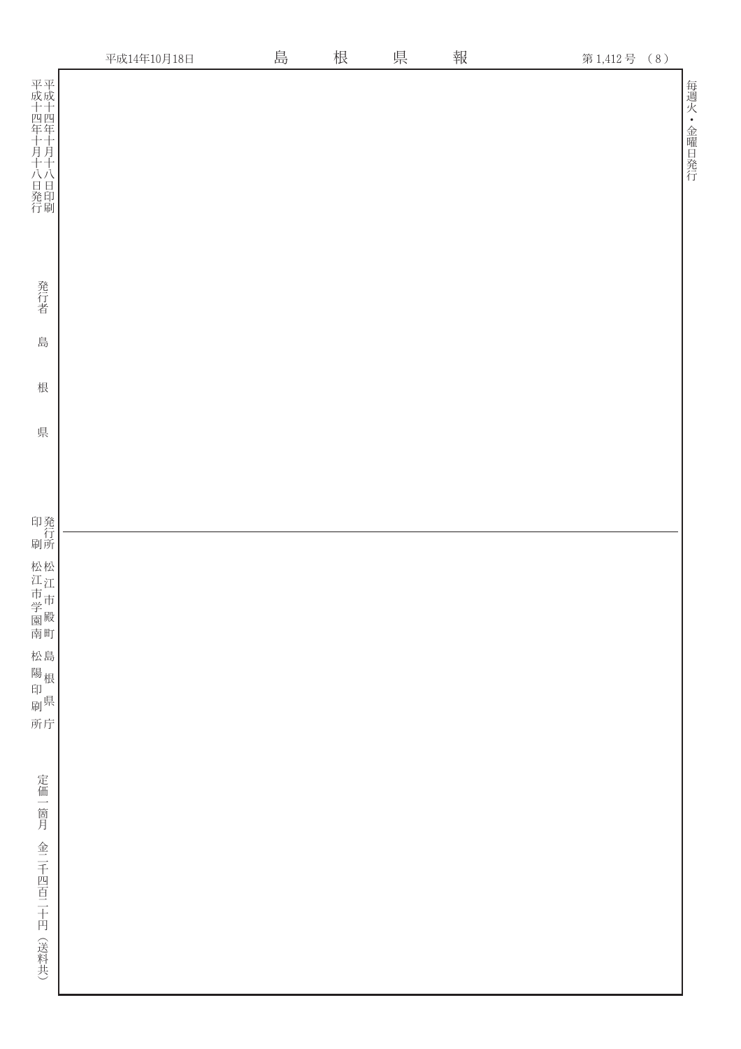毎週火・金曜日発行

平成十四年十月十八日印刷
平成十四年十月十八日発行

発行者　島根県

発行所　松江市殿町　島根県庁
印刷所　松江市学園南　松陽印刷所

定価一箇月　金二千四百二十円（送料共）